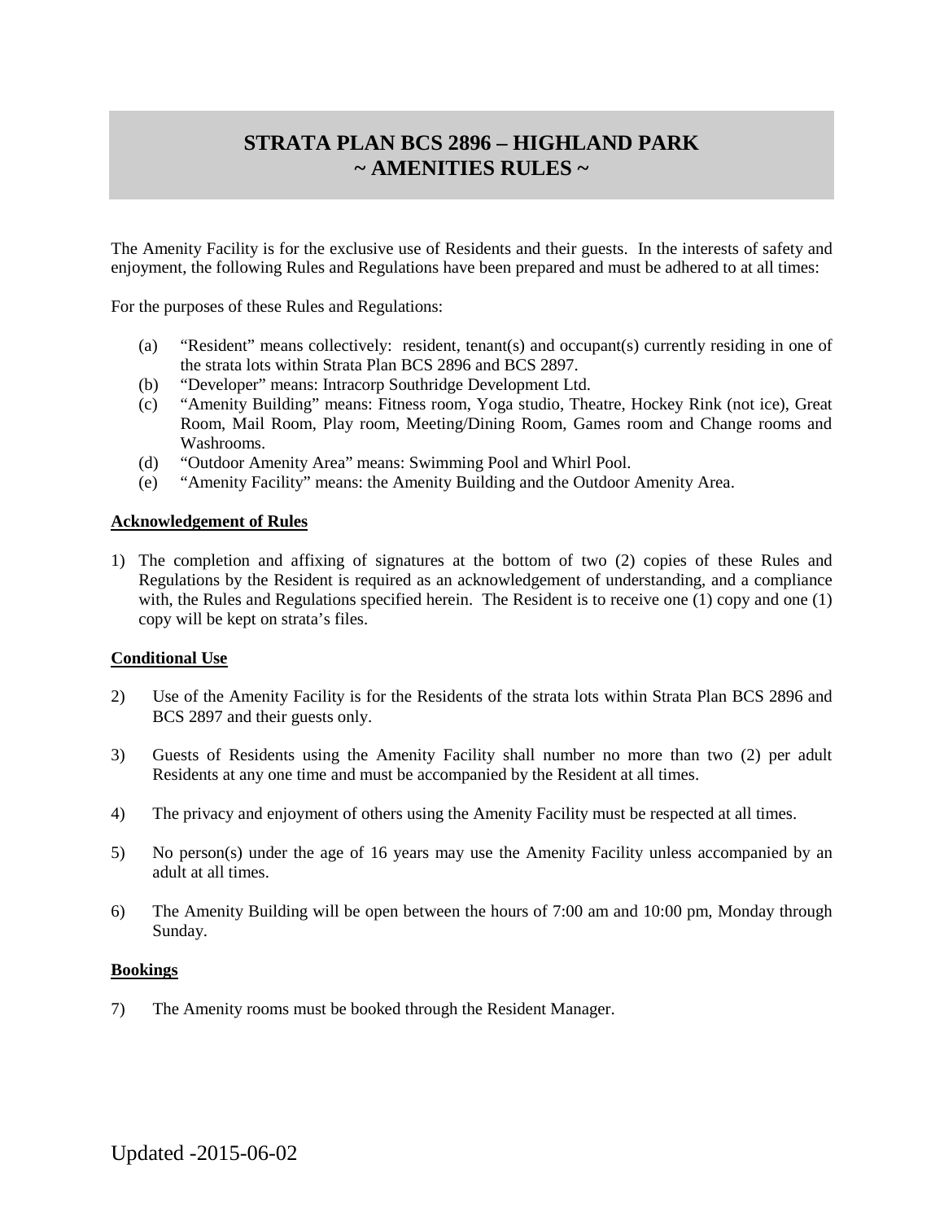# STRATA PLAN BCS 2896 – HIGHLAND PARK
# ~ AMENITIES RULES ~

The Amenity Facility is for the exclusive use of Residents and their guests. In the interests of safety and enjoyment, the following Rules and Regulations have been prepared and must be adhered to at all times:

For the purposes of these Rules and Regulations:

(a) "Resident" means collectively: resident, tenant(s) and occupant(s) currently residing in one of the strata lots within Strata Plan BCS 2896 and BCS 2897.

(b) "Developer" means: Intracorp Southridge Development Ltd.

(c) "Amenity Building" means: Fitness room, Yoga studio, Theatre, Hockey Rink (not ice), Great Room, Mail Room, Play room, Meeting/Dining Room, Games room and Change rooms and Washrooms.

(d) "Outdoor Amenity Area" means: Swimming Pool and Whirl Pool.

(e) "Amenity Facility" means: the Amenity Building and the Outdoor Amenity Area.

**Acknowledgement of Rules**

1) The completion and affixing of signatures at the bottom of two (2) copies of these Rules and Regulations by the Resident is required as an acknowledgement of understanding, and a compliance with, the Rules and Regulations specified herein. The Resident is to receive one (1) copy and one (1) copy will be kept on strata's files.

**Conditional Use**

2) Use of the Amenity Facility is for the Residents of the strata lots within Strata Plan BCS 2896 and BCS 2897 and their guests only.

3) Guests of Residents using the Amenity Facility shall number no more than two (2) per adult Residents at any one time and must be accompanied by the Resident at all times.

4) The privacy and enjoyment of others using the Amenity Facility must be respected at all times.

5) No person(s) under the age of 16 years may use the Amenity Facility unless accompanied by an adult at all times.

6) The Amenity Building will be open between the hours of 7:00 am and 10:00 pm, Monday through Sunday.

**Bookings**

7) The Amenity rooms must be booked through the Resident Manager.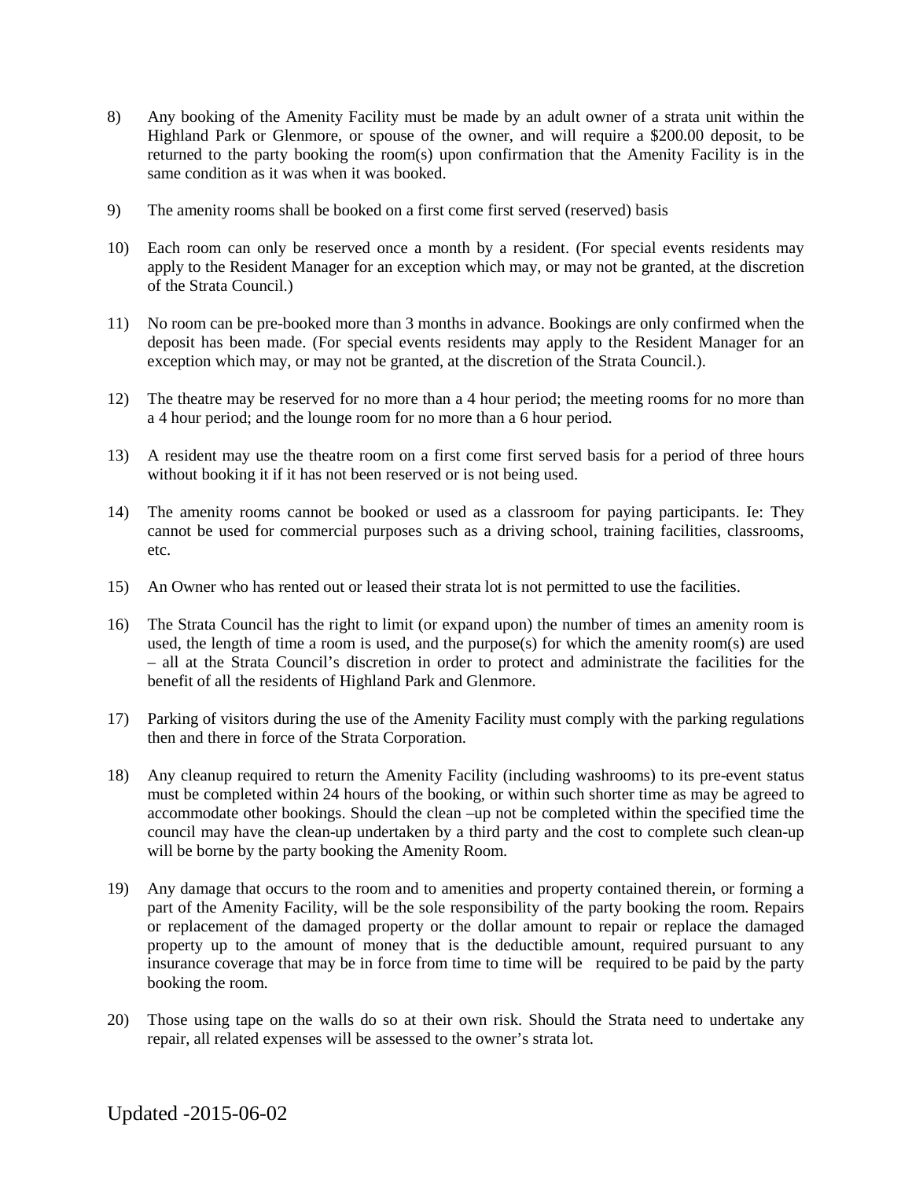8) Any booking of the Amenity Facility must be made by an adult owner of a strata unit within the Highland Park or Glenmore, or spouse of the owner, and will require a $200.00 deposit, to be returned to the party booking the room(s) upon confirmation that the Amenity Facility is in the same condition as it was when it was booked.

9) The amenity rooms shall be booked on a first come first served (reserved) basis

10) Each room can only be reserved once a month by a resident. (For special events residents may apply to the Resident Manager for an exception which may, or may not be granted, at the discretion of the Strata Council.)

11) No room can be pre-booked more than 3 months in advance. Bookings are only confirmed when the deposit has been made. (For special events residents may apply to the Resident Manager for an exception which may, or may not be granted, at the discretion of the Strata Council.).

12) The theatre may be reserved for no more than a 4 hour period; the meeting rooms for no more than a 4 hour period; and the lounge room for no more than a 6 hour period.

13) A resident may use the theatre room on a first come first served basis for a period of three hours without booking it if it has not been reserved or is not being used.

14) The amenity rooms cannot be booked or used as a classroom for paying participants. Ie: They cannot be used for commercial purposes such as a driving school, training facilities, classrooms, etc.

15) An Owner who has rented out or leased their strata lot is not permitted to use the facilities.

16) The Strata Council has the right to limit (or expand upon) the number of times an amenity room is used, the length of time a room is used, and the purpose(s) for which the amenity room(s) are used – all at the Strata Council's discretion in order to protect and administrate the facilities for the benefit of all the residents of Highland Park and Glenmore.

17) Parking of visitors during the use of the Amenity Facility must comply with the parking regulations then and there in force of the Strata Corporation.

18) Any cleanup required to return the Amenity Facility (including washrooms) to its pre-event status must be completed within 24 hours of the booking, or within such shorter time as may be agreed to accommodate other bookings. Should the clean –up not be completed within the specified time the council may have the clean-up undertaken by a third party and the cost to complete such clean-up will be borne by the party booking the Amenity Room.

19) Any damage that occurs to the room and to amenities and property contained therein, or forming a part of the Amenity Facility, will be the sole responsibility of the party booking the room. Repairs or replacement of the damaged property or the dollar amount to repair or replace the damaged property up to the amount of money that is the deductible amount, required pursuant to any insurance coverage that may be in force from time to time will be required to be paid by the party booking the room.

20) Those using tape on the walls do so at their own risk. Should the Strata need to undertake any repair, all related expenses will be assessed to the owner's strata lot.

Updated -2015-06-02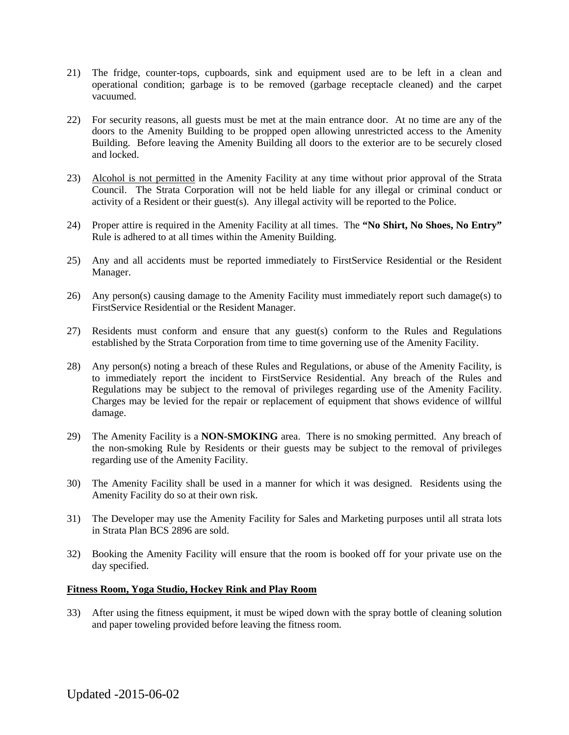21) The fridge, counter-tops, cupboards, sink and equipment used are to be left in a clean and operational condition; garbage is to be removed (garbage receptacle cleaned) and the carpet vacuumed.

22) For security reasons, all guests must be met at the main entrance door. At no time are any of the doors to the Amenity Building to be propped open allowing unrestricted access to the Amenity Building. Before leaving the Amenity Building all doors to the exterior are to be securely closed and locked.

23) <u>Alcohol is not permitted</u> in the Amenity Facility at any time without prior approval of the Strata Council. The Strata Corporation will not be held liable for any illegal or criminal conduct or activity of a Resident or their guest(s). Any illegal activity will be reported to the Police.

24) Proper attire is required in the Amenity Facility at all times. The **"No Shirt, No Shoes, No Entry"** Rule is adhered to at all times within the Amenity Building.

25) Any and all accidents must be reported immediately to FirstService Residential or the Resident Manager.

26) Any person(s) causing damage to the Amenity Facility must immediately report such damage(s) to FirstService Residential or the Resident Manager.

27) Residents must conform and ensure that any guest(s) conform to the Rules and Regulations established by the Strata Corporation from time to time governing use of the Amenity Facility.

28) Any person(s) noting a breach of these Rules and Regulations, or abuse of the Amenity Facility, is to immediately report the incident to FirstService Residential. Any breach of the Rules and Regulations may be subject to the removal of privileges regarding use of the Amenity Facility. Charges may be levied for the repair or replacement of equipment that shows evidence of willful damage.

29) The Amenity Facility is a **NON-SMOKING** area. There is no smoking permitted. Any breach of the non-smoking Rule by Residents or their guests may be subject to the removal of privileges regarding use of the Amenity Facility.

30) The Amenity Facility shall be used in a manner for which it was designed. Residents using the Amenity Facility do so at their own risk.

31) The Developer may use the Amenity Facility for Sales and Marketing purposes until all strata lots in Strata Plan BCS 2896 are sold.

32) Booking the Amenity Facility will ensure that the room is booked off for your private use on the day specified.

**<u>Fitness Room, Yoga Studio, Hockey Rink and Play Room</u>**

33) After using the fitness equipment, it must be wiped down with the spray bottle of cleaning solution and paper toweling provided before leaving the fitness room.

Updated -2015-06-02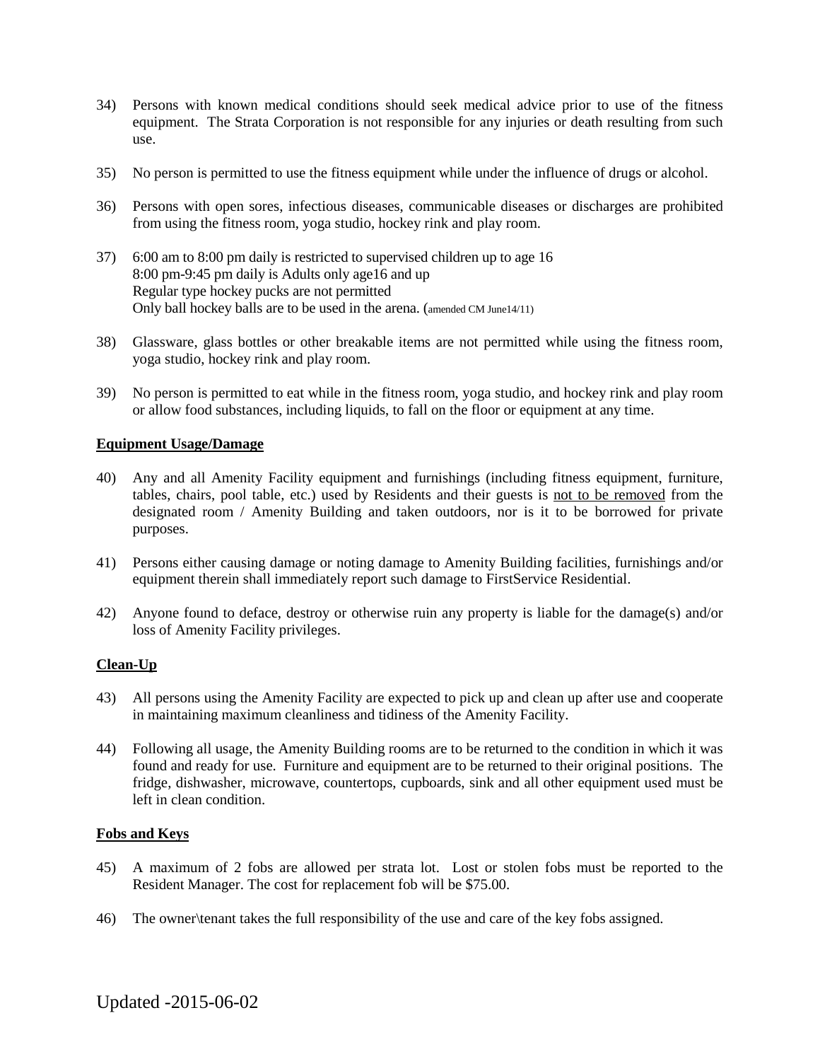34) Persons with known medical conditions should seek medical advice prior to use of the fitness equipment. The Strata Corporation is not responsible for any injuries or death resulting from such use.

35) No person is permitted to use the fitness equipment while under the influence of drugs or alcohol.

36) Persons with open sores, infectious diseases, communicable diseases or discharges are prohibited from using the fitness room, yoga studio, hockey rink and play room.

37) 6:00 am to 8:00 pm daily is restricted to supervised children up to age 16
8:00 pm-9:45 pm daily is Adults only age16 and up
Regular type hockey pucks are not permitted
Only ball hockey balls are to be used in the arena. (amended CM June14/11)

38) Glassware, glass bottles or other breakable items are not permitted while using the fitness room, yoga studio, hockey rink and play room.

39) No person is permitted to eat while in the fitness room, yoga studio, and hockey rink and play room or allow food substances, including liquids, to fall on the floor or equipment at any time.

**Equipment Usage/Damage**

40) Any and all Amenity Facility equipment and furnishings (including fitness equipment, furniture, tables, chairs, pool table, etc.) used by Residents and their guests is not to be removed from the designated room / Amenity Building and taken outdoors, nor is it to be borrowed for private purposes.

41) Persons either causing damage or noting damage to Amenity Building facilities, furnishings and/or equipment therein shall immediately report such damage to FirstService Residential.

42) Anyone found to deface, destroy or otherwise ruin any property is liable for the damage(s) and/or loss of Amenity Facility privileges.

**Clean-Up**

43) All persons using the Amenity Facility are expected to pick up and clean up after use and cooperate in maintaining maximum cleanliness and tidiness of the Amenity Facility.

44) Following all usage, the Amenity Building rooms are to be returned to the condition in which it was found and ready for use. Furniture and equipment are to be returned to their original positions. The fridge, dishwasher, microwave, countertops, cupboards, sink and all other equipment used must be left in clean condition.

**Fobs and Keys**

45) A maximum of 2 fobs are allowed per strata lot. Lost or stolen fobs must be reported to the Resident Manager. The cost for replacement fob will be $75.00.

46) The owner\tenant takes the full responsibility of the use and care of the key fobs assigned.

Updated -2015-06-02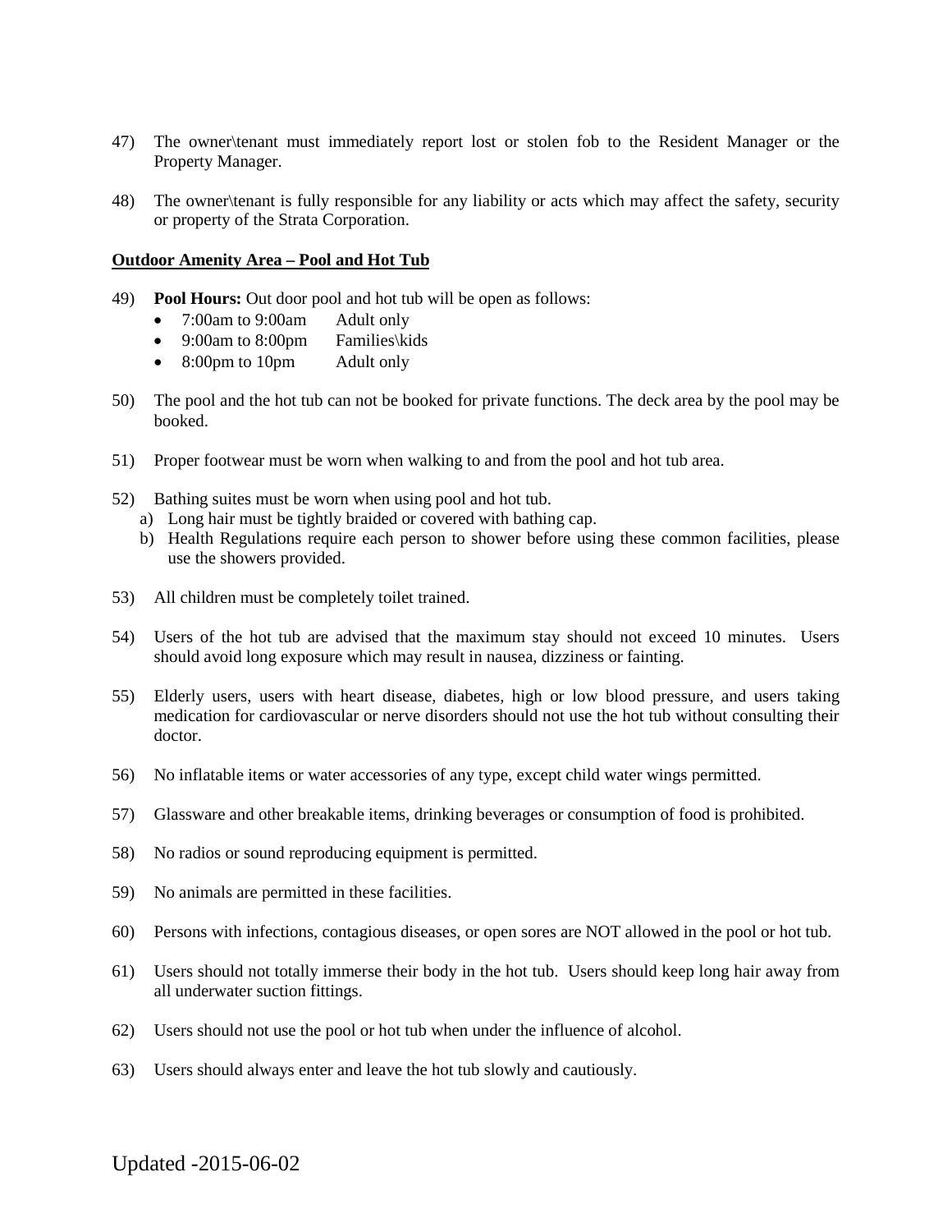47) The owner\tenant must immediately report lost or stolen fob to the Resident Manager or the Property Manager.

48) The owner\tenant is fully responsible for any liability or acts which may affect the safety, security or property of the Strata Corporation.

**Outdoor Amenity Area – Pool and Hot Tub**

49) **Pool Hours:** Out door pool and hot tub will be open as follows:
   - 7:00am to 9:00am Adult only
   - 9:00am to 8:00pm Families\kids
   - 8:00pm to 10pm Adult only

50) The pool and the hot tub can not be booked for private functions. The deck area by the pool may be booked.

51) Proper footwear must be worn when walking to and from the pool and hot tub area.

52) Bathing suites must be worn when using pool and hot tub.
   a) Long hair must be tightly braided or covered with bathing cap.
   b) Health Regulations require each person to shower before using these common facilities, please use the showers provided.

53) All children must be completely toilet trained.

54) Users of the hot tub are advised that the maximum stay should not exceed 10 minutes. Users should avoid long exposure which may result in nausea, dizziness or fainting.

55) Elderly users, users with heart disease, diabetes, high or low blood pressure, and users taking medication for cardiovascular or nerve disorders should not use the hot tub without consulting their doctor.

56) No inflatable items or water accessories of any type, except child water wings permitted.

57) Glassware and other breakable items, drinking beverages or consumption of food is prohibited.

58) No radios or sound reproducing equipment is permitted.

59) No animals are permitted in these facilities.

60) Persons with infections, contagious diseases, or open sores are NOT allowed in the pool or hot tub.

61) Users should not totally immerse their body in the hot tub. Users should keep long hair away from all underwater suction fittings.

62) Users should not use the pool or hot tub when under the influence of alcohol.

63) Users should always enter and leave the hot tub slowly and cautiously.

Updated -2015-06-02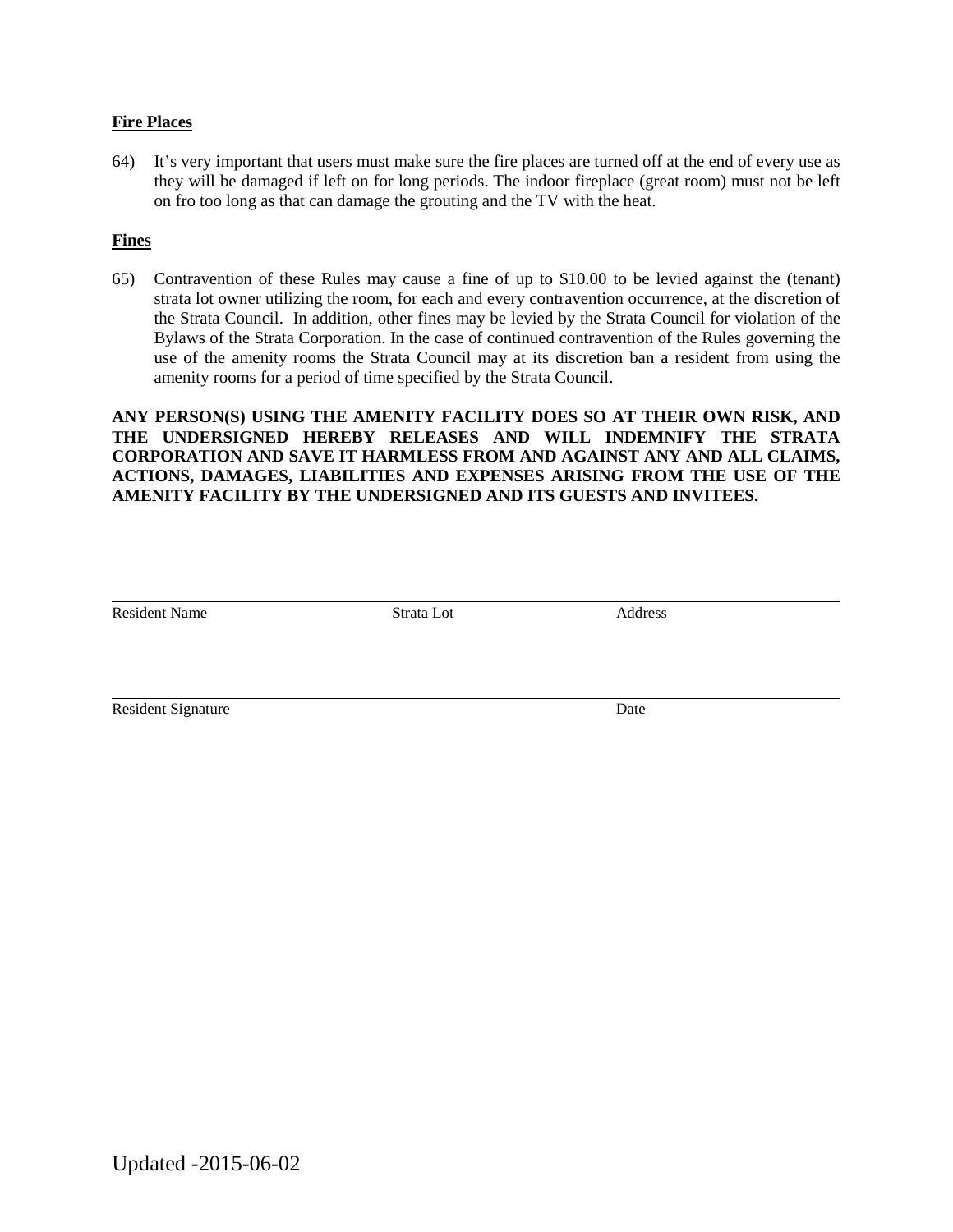**Fire Places**

64) It's very important that users must make sure the fire places are turned off at the end of every use as they will be damaged if left on for long periods. The indoor fireplace (great room) must not be left on fro too long as that can damage the grouting and the TV with the heat.

**Fines**

65) Contravention of these Rules may cause a fine of up to $10.00 to be levied against the (tenant) strata lot owner utilizing the room, for each and every contravention occurrence, at the discretion of the Strata Council. In addition, other fines may be levied by the Strata Council for violation of the Bylaws of the Strata Corporation. In the case of continued contravention of the Rules governing the use of the amenity rooms the Strata Council may at its discretion ban a resident from using the amenity rooms for a period of time specified by the Strata Council.

**ANY PERSON(S) USING THE AMENITY FACILITY DOES SO AT THEIR OWN RISK, AND THE UNDERSIGNED HEREBY RELEASES AND WILL INDEMNIFY THE STRATA CORPORATION AND SAVE IT HARMLESS FROM AND AGAINST ANY AND ALL CLAIMS, ACTIONS, DAMAGES, LIABILITIES AND EXPENSES ARISING FROM THE USE OF THE AMENITY FACILITY BY THE UNDERSIGNED AND ITS GUESTS AND INVITEES.**

______________________________________________________________

Resident Name                    Strata Lot                    Address

______________________________________________________________

Resident Signature                                             Date

Updated -2015-06-02